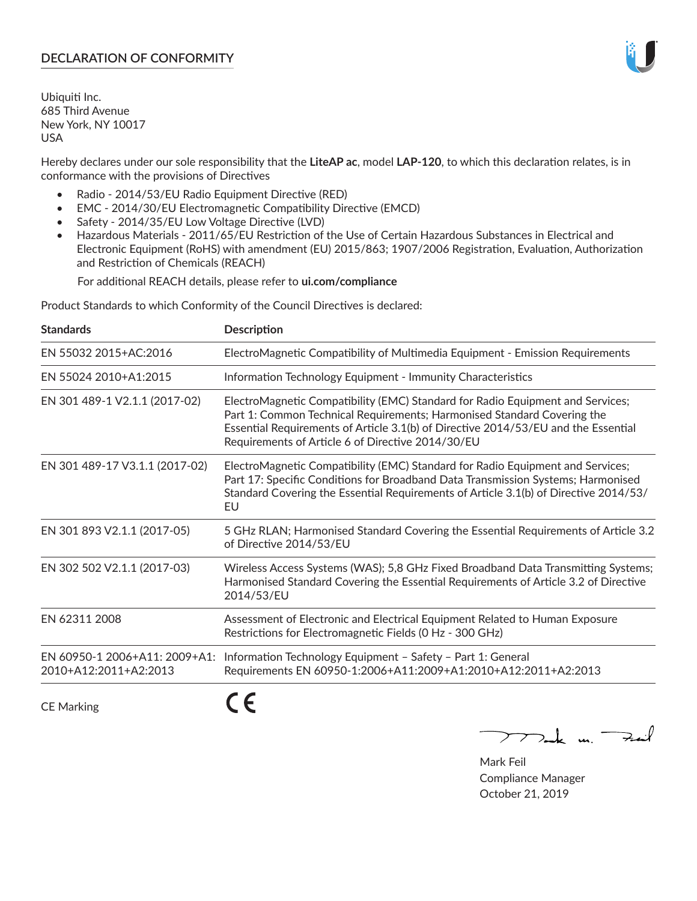## DECLARATION OF CONFORMITY

Ubiquiti Inc.
685 Third Avenue
New York, NY 10017
USA

Hereby declares under our sole responsibility that the **LiteAP ac**, model **LAP-120**, to which this declaration relates, is in conformance with the provisions of Directives

- Radio - 2014/53/EU Radio Equipment Directive (RED)
- EMC - 2014/30/EU Electromagnetic Compatibility Directive (EMCD)
- Safety - 2014/35/EU Low Voltage Directive (LVD)
- Hazardous Materials - 2011/65/EU Restriction of the Use of Certain Hazardous Substances in Electrical and Electronic Equipment (RoHS) with amendment (EU) 2015/863; 1907/2006 Registration, Evaluation, Authorization and Restriction of Chemicals (REACH)

  For additional REACH details, please refer to **ui.com/compliance**

Product Standards to which Conformity of the Council Directives is declared:

| Standards | Description |
|---|---|
| EN 55032 2015+AC:2016 | ElectroMagnetic Compatibility of Multimedia Equipment - Emission Requirements |
| EN 55024 2010+A1:2015 | Information Technology Equipment - Immunity Characteristics |
| EN 301 489-1 V2.1.1 (2017-02) | ElectroMagnetic Compatibility (EMC) Standard for Radio Equipment and Services; Part 1: Common Technical Requirements; Harmonised Standard Covering the Essential Requirements of Article 3.1(b) of Directive 2014/53/EU and the Essential Requirements of Article 6 of Directive 2014/30/EU |
| EN 301 489-17 V3.1.1 (2017-02) | ElectroMagnetic Compatibility (EMC) Standard for Radio Equipment and Services; Part 17: Specific Conditions for Broadband Data Transmission Systems; Harmonised Standard Covering the Essential Requirements of Article 3.1(b) of Directive 2014/53/EU |
| EN 301 893 V2.1.1 (2017-05) | 5 GHz RLAN; Harmonised Standard Covering the Essential Requirements of Article 3.2 of Directive 2014/53/EU |
| EN 302 502 V2.1.1 (2017-03) | Wireless Access Systems (WAS); 5,8 GHz Fixed Broadband Data Transmitting Systems; Harmonised Standard Covering the Essential Requirements of Article 3.2 of Directive 2014/53/EU |
| EN 62311 2008 | Assessment of Electronic and Electrical Equipment Related to Human Exposure Restrictions for Electromagnetic Fields (0 Hz - 300 GHz) |
| EN 60950-1 2006+A11: 2009+A1: 2010+A12:2011+A2:2013 | Information Technology Equipment – Safety – Part 1: General Requirements EN 60950-1:2006+A11:2009+A1:2010+A12:2011+A2:2013 |

CE Marking

Mark Feil
Compliance Manager
October 21, 2019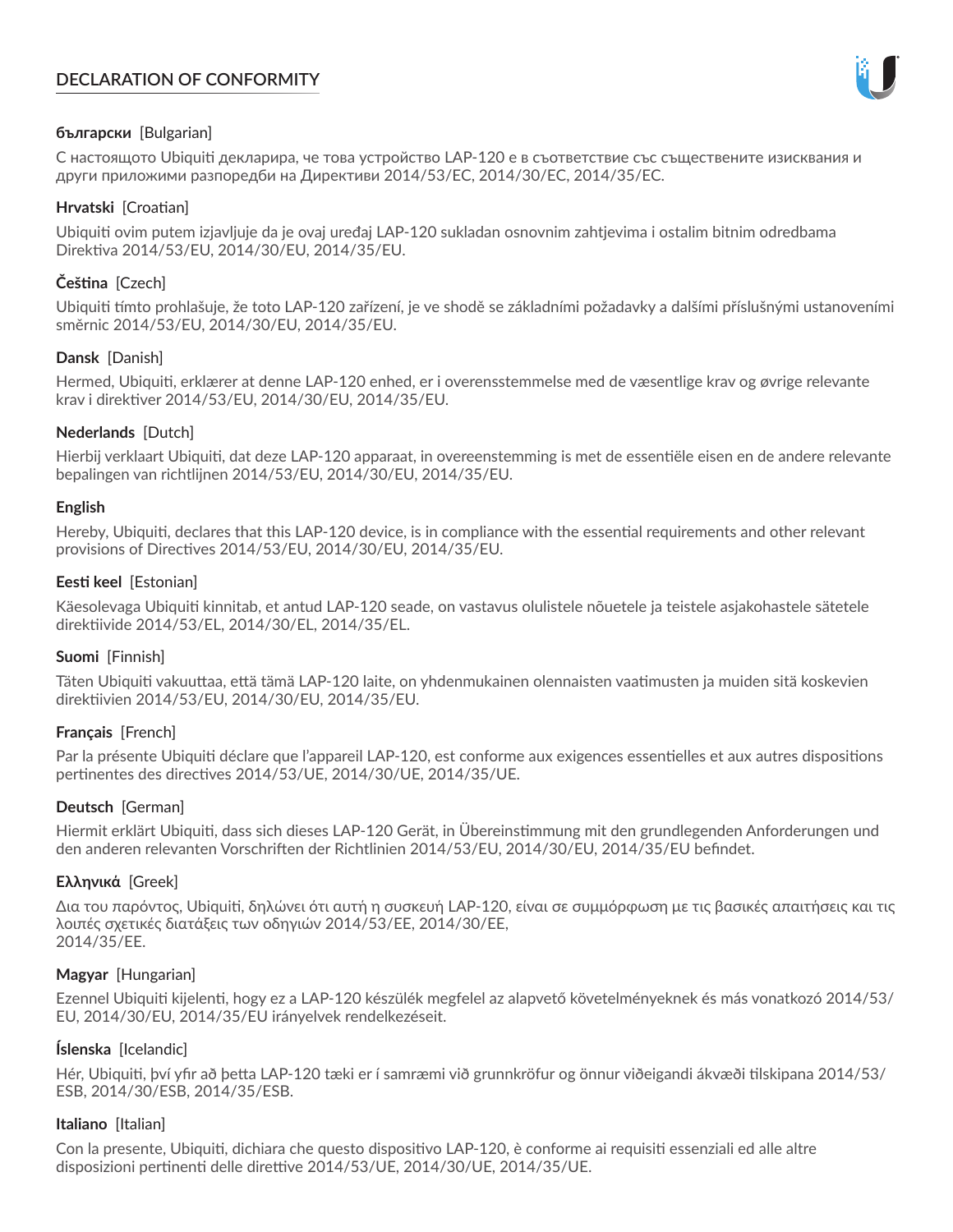# DECLARATION OF CONFORMITY

**български** [Bulgarian]

С настоящото Ubiquiti декларира, че това устройство LAP-120 е в съответствие със съществените изисквания и други приложими разпоредби на Директиви 2014/53/EC, 2014/30/ЕС, 2014/35/ЕС.

**Hrvatski** [Croatian]

Ubiquiti ovim putem izjavljuje da je ovaj uređaj LAP-120 sukladan osnovnim zahtjevima i ostalim bitnim odredbama Direktiva 2014/53/EU, 2014/30/EU, 2014/35/EU.

**Čeština** [Czech]

Ubiquiti tímto prohlašuje, že toto LAP-120 zařízení, je ve shodě se základními požadavky a dalšími příslušnými ustanoveními směrnic 2014/53/EU, 2014/30/EU, 2014/35/EU.

**Dansk** [Danish]

Hermed, Ubiquiti, erklærer at denne LAP-120 enhed, er i overensstemmelse med de væsentlige krav og øvrige relevante krav i direktiver 2014/53/EU, 2014/30/EU, 2014/35/EU.

**Nederlands** [Dutch]

Hierbij verklaart Ubiquiti, dat deze LAP-120 apparaat, in overeenstemming is met de essentiële eisen en de andere relevante bepalingen van richtlijnen 2014/53/EU, 2014/30/EU, 2014/35/EU.

**English**

Hereby, Ubiquiti, declares that this LAP-120 device, is in compliance with the essential requirements and other relevant provisions of Directives 2014/53/EU, 2014/30/EU, 2014/35/EU.

**Eesti keel** [Estonian]

Käesolevaga Ubiquiti kinnitab, et antud LAP-120 seade, on vastavus olulistele nõuetele ja teistele asjakohastele sätetele direktiivide 2014/53/EL, 2014/30/EL, 2014/35/EL.

**Suomi** [Finnish]

Täten Ubiquiti vakuuttaa, että tämä LAP-120 laite, on yhdenmukainen olennaisten vaatimusten ja muiden sitä koskevien direktiivien 2014/53/EU, 2014/30/EU, 2014/35/EU.

**Français** [French]

Par la présente Ubiquiti déclare que l'appareil LAP-120, est conforme aux exigences essentielles et aux autres dispositions pertinentes des directives 2014/53/UE, 2014/30/UE, 2014/35/UE.

**Deutsch** [German]

Hiermit erklärt Ubiquiti, dass sich dieses LAP-120 Gerät, in Übereinstimmung mit den grundlegenden Anforderungen und den anderen relevanten Vorschriften der Richtlinien 2014/53/EU, 2014/30/EU, 2014/35/EU befindet.

**Ελληνικά** [Greek]

Δια του παρόντος, Ubiquiti, δηλώνει ότι αυτή η συσκευή LAP-120, είναι σε συμμόρφωση με τις βασικές απαιτήσεις και τις λοιπές σχετικές διατάξεις των οδηγιών 2014/53/EE, 2014/30/EE, 2014/35/EE.

**Magyar** [Hungarian]

Ezennel Ubiquiti kijelenti, hogy ez a LAP-120 készülék megfelel az alapvető követelményeknek és más vonatkozó 2014/53/EU, 2014/30/EU, 2014/35/EU irányelvek rendelkezéseit.

**Íslenska** [Icelandic]

Hér, Ubiquiti, því yfir að þetta LAP-120 tæki er í samræmi við grunnkröfur og önnur viðeigandi ákvæði tilskipana 2014/53/ESB, 2014/30/ESB, 2014/35/ESB.

**Italiano** [Italian]

Con la presente, Ubiquiti, dichiara che questo dispositivo LAP-120, è conforme ai requisiti essenziali ed alle altre disposizioni pertinenti delle direttive 2014/53/UE, 2014/30/UE, 2014/35/UE.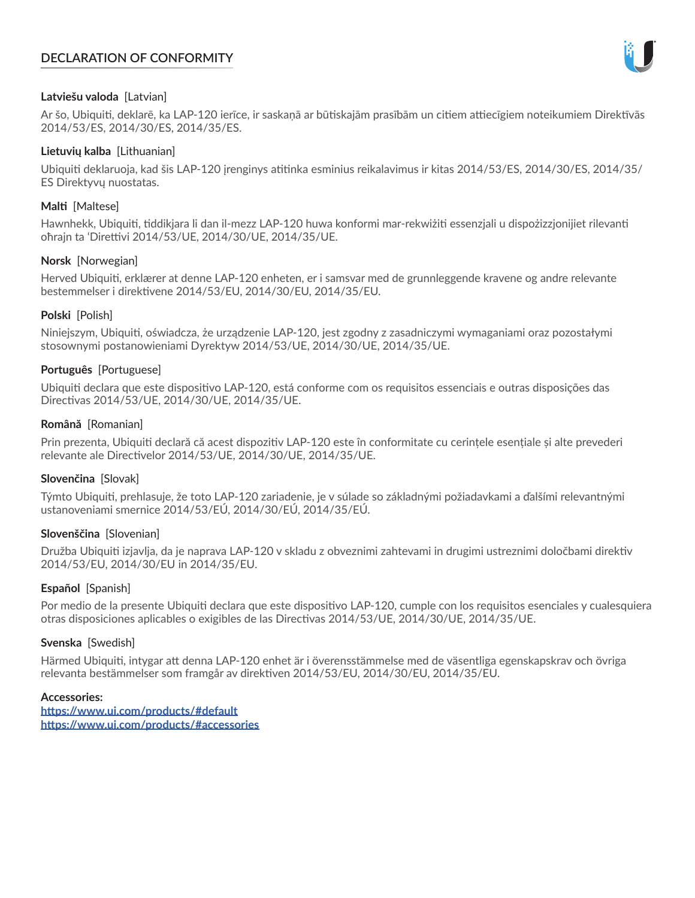# DECLARATION OF CONFORMITY

**Latviešu valoda** [Latvian]

Ar šo, Ubiquiti, deklarē, ka LAP-120 ierīce, ir saskaņā ar būtiskajām prasībām un citiem attiecīgiem noteikumiem Direktīvās 2014/53/ES, 2014/30/ES, 2014/35/ES.

**Lietuvių kalba** [Lithuanian]

Ubiquiti deklaruoja, kad šis LAP-120 įrenginys atitinka esminius reikalavimus ir kitas 2014/53/ES, 2014/30/ES, 2014/35/ES Direktyvų nuostatas.

**Malti** [Maltese]

Hawnhekk, Ubiquiti, tiddikjara li dan il-mezz LAP-120 huwa konformi mar-rekwiżiti essenzjali u dispożizzjonijiet rilevanti oħrajn ta 'Direttivi 2014/53/UE, 2014/30/UE, 2014/35/UE.

**Norsk** [Norwegian]

Herved Ubiquiti, erklærer at denne LAP-120 enheten, er i samsvar med de grunnleggende kravene og andre relevante bestemmelser i direktivene 2014/53/EU, 2014/30/EU, 2014/35/EU.

**Polski** [Polish]

Niniejszym, Ubiquiti, oświadcza, że urządzenie LAP-120, jest zgodny z zasadniczymi wymaganiami oraz pozostałymi stosownymi postanowieniami Dyrektyw 2014/53/UE, 2014/30/UE, 2014/35/UE.

**Português** [Portuguese]

Ubiquiti declara que este dispositivo LAP-120, está conforme com os requisitos essenciais e outras disposições das Directivas 2014/53/UE, 2014/30/UE, 2014/35/UE.

**Română** [Romanian]

Prin prezenta, Ubiquiti declară că acest dispozitiv LAP-120 este în conformitate cu cerințele esențiale și alte prevederi relevante ale Directivelor 2014/53/UE, 2014/30/UE, 2014/35/UE.

**Slovenčina** [Slovak]

Týmto Ubiquiti, prehlasuje, že toto LAP-120 zariadenie, je v súlade so základnými požiadavkami a ďalšími relevantnými ustanoveniami smernice 2014/53/EÚ, 2014/30/EÚ, 2014/35/EÚ.

**Slovenščina** [Slovenian]

Družba Ubiquiti izjavlja, da je naprava LAP-120 v skladu z obveznimi zahtevami in drugimi ustreznimi določbami direktiv 2014/53/EU, 2014/30/EU in 2014/35/EU.

**Español** [Spanish]

Por medio de la presente Ubiquiti declara que este dispositivo LAP-120, cumple con los requisitos esenciales y cualesquiera otras disposiciones aplicables o exigibles de las Directivas 2014/53/UE, 2014/30/UE, 2014/35/UE.

**Svenska** [Swedish]

Härmed Ubiquiti, intygar att denna LAP-120 enhet är i överensstämmelse med de väsentliga egenskapskrav och övriga relevanta bestämmelser som framgår av direktiven 2014/53/EU, 2014/30/EU, 2014/35/EU.

**Accessories:**
**https://www.ui.com/products/#default**
**https://www.ui.com/products/#accessories**